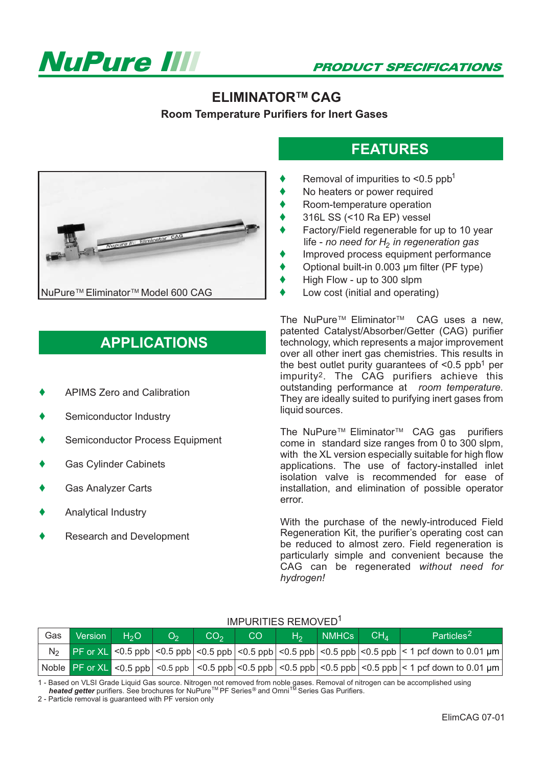NuPure

PRODUCT SPECIFICATIONS

# ELIMINATOR™ CAG

## Room Temperature Purifiers for Inert Gases

NuPure™ Eliminator™ Model 600 CAG

## FEATURES

- Removal of impurities to <0.5 ppb[1]
- No heaters or power required
- Room-temperature operation
- 316L SS (<10 Ra EP) vessel
- Factory/Field regenerable for up to 10 year life - *no need for $H_2$ in regeneration gas*
- Improved process equipment performance
- Optional built-in 0.003 µm filter (PF type)
- High Flow - up to 300 slpm
- Low cost (initial and operating)

The NuPure™ Eliminator™ CAG uses a new, patented Catalyst/Absorber/Getter (CAG) purifier technology, which represents a major improvement over all other inert gas chemistries. This results in the best outlet purity guarantees of <0.5 ppb[1] per impurity[2]. The CAG purifiers achieve this outstanding performance at *room temperature.* They are ideally suited to purifying inert gases from liquid sources.

The NuPure™ Eliminator™ CAG gas purifiers come in standard size ranges from 0 to 300 slpm, with the XL version especially suitable for high flow applications. The use of factory-installed inlet isolation valve is recommended for ease of installation, and elimination of possible operator error.

With the purchase of the newly-introduced Field Regeneration Kit, the purifier's operating cost can be reduced to almost zero. Field regeneration is particularly simple and convenient because the CAG can be regenerated *without need for hydrogen!*

## APPLICATIONS

- APIMS Zero and Calibration
- Semiconductor Industry
- Semiconductor Process Equipment
- Gas Cylinder Cabinets
- Gas Analyzer Carts
- Analytical Industry
- Research and Development

IMPURITIES REMOVED[1]

| Gas | Version | $H_2O$ | $O_2$ | $CO_2$ | CO | $H_2$ | NMHCs | $CH_4$ | Particles[2] |
|---|---|---|---|---|---|---|---|---|---|
| $N_2$ | PF or XL | <0.5 ppb | <0.5 ppb | <0.5 ppb | <0.5 ppb | <0.5 ppb | <0.5 ppb | <0.5 ppb | < 1 pcf down to 0.01 µm |
| Noble | PF or XL | <0.5 ppb | <0.5 ppb | <0.5 ppb | <0.5 ppb | <0.5 ppb | <0.5 ppb | <0.5 ppb | < 1 pcf down to 0.01 µm |

1 - Based on VLSI Grade Liquid Gas source. Nitrogen not removed from noble gases. Removal of nitrogen can be accomplished using ***heated getter*** purifiers. See brochures for NuPure™ PF Series® and Omni™ Series Gas Purifiers.

2 - Particle removal is guaranteed with PF version only

ElimCAG 07-01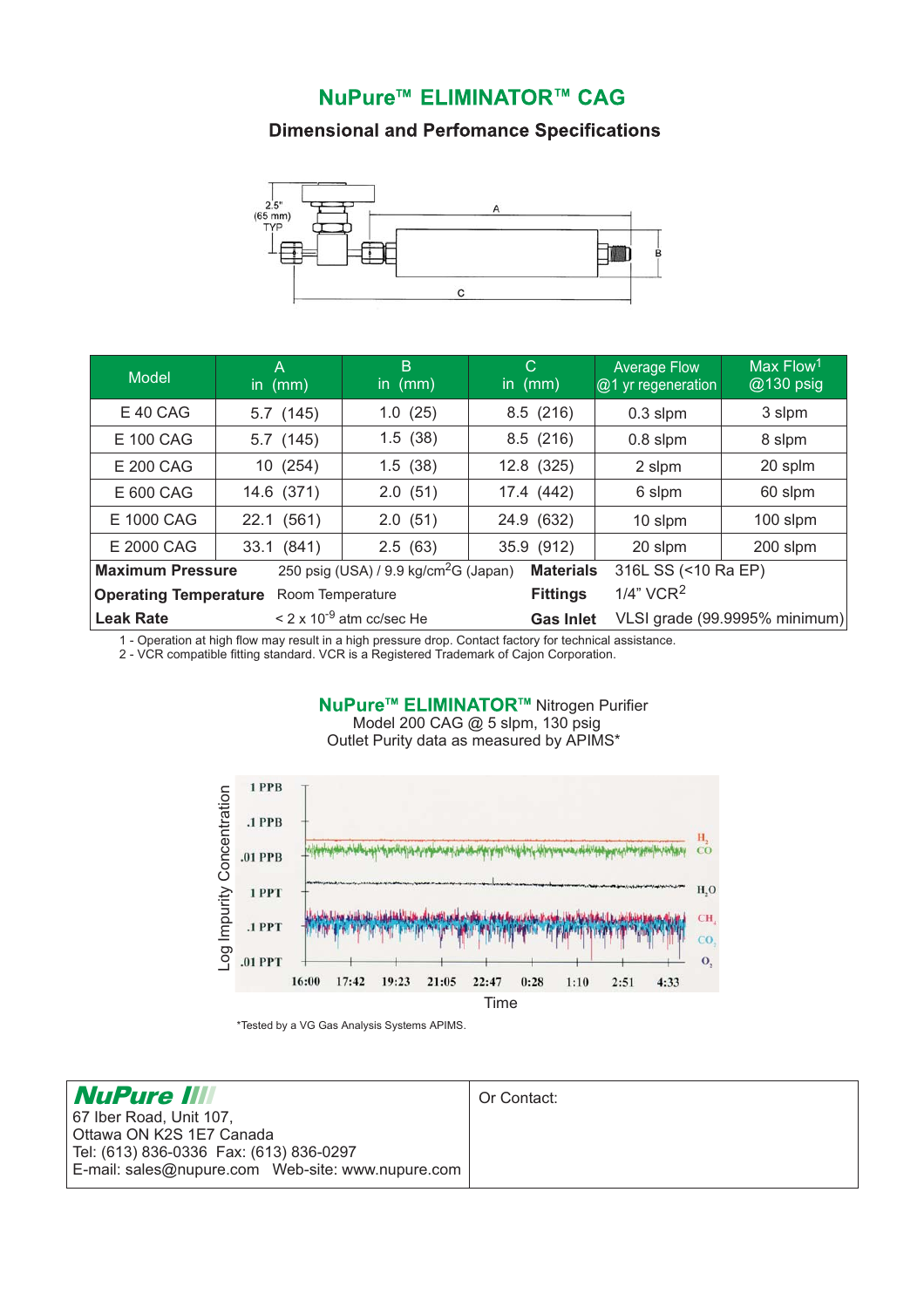# NuPure™ ELIMINATOR™ CAG

## Dimensional and Perfomance Specifications

2.5"
(65 mm)
TYP
A
B
C

| Model | A in (mm) | B in (mm) | C in (mm) | Average Flow @1 yr regeneration | Max Flow[1] @130 psig |
|---|---|---|---|---|---|
| E 40 CAG | 5.7 (145) | 1.0 (25) | 8.5 (216) | 0.3 slpm | 3 slpm |
| E 100 CAG | 5.7 (145) | 1.5 (38) | 8.5 (216) | 0.8 slpm | 8 slpm |
| E 200 CAG | 10 (254) | 1.5 (38) | 12.8 (325) | 2 slpm | 20 splm |
| E 600 CAG | 14.6 (371) | 2.0 (51) | 17.4 (442) | 6 slpm | 60 slpm |
| E 1000 CAG | 22.1 (561) | 2.0 (51) | 24.9 (632) | 10 slpm | 100 slpm |
| E 2000 CAG | 33.1 (841) | 2.5 (63) | 35.9 (912) | 20 slpm | 200 slpm |

| | | | |
|---|---|---|---|
| **Maximum Pressure** | 250 psig (USA) / 9.9 kg/cm$^2$G (Japan) | **Materials** | 316L SS (<10 Ra EP) |
| **Operating Temperature** | Room Temperature | **Fittings** | 1/4" VCR[2] |
| **Leak Rate** | < 2 x $10^{-9}$ atm cc/sec He | **Gas Inlet** | VLSI grade (99.9995% minimum) |

1 - Operation at high flow may result in a high pressure drop. Contact factory for technical assistance.
2 - VCR compatible fitting standard. VCR is a Registered Trademark of Cajon Corporation.

**NuPure™ ELIMINATOR™** Nitrogen Purifier
Model 200 CAG @ 5 slpm, 130 psig
Outlet Purity data as measured by APIMS*

Log Impurity Concentration
1 PPB
.1 PPB
.01 PPB
1 PPT
.1 PPT
.01 PPT
$H_2$
CO
$H_2O$
$CH_4$
$CO_2$
$O_2$
16:00 17:42 19:23 21:05 22:47 0:28 1:10 2:51 4:33
Time

*Tested by a VG Gas Analysis Systems APIMS.

| | |
|---|---|
| **NuPure** <br> 67 Iber Road, Unit 107, <br> Ottawa ON K2S 1E7 Canada <br> Tel: (613) 836-0336 Fax: (613) 836-0297 <br> E-mail: sales@nupure.com Web-site: www.nupure.com | Or Contact: |